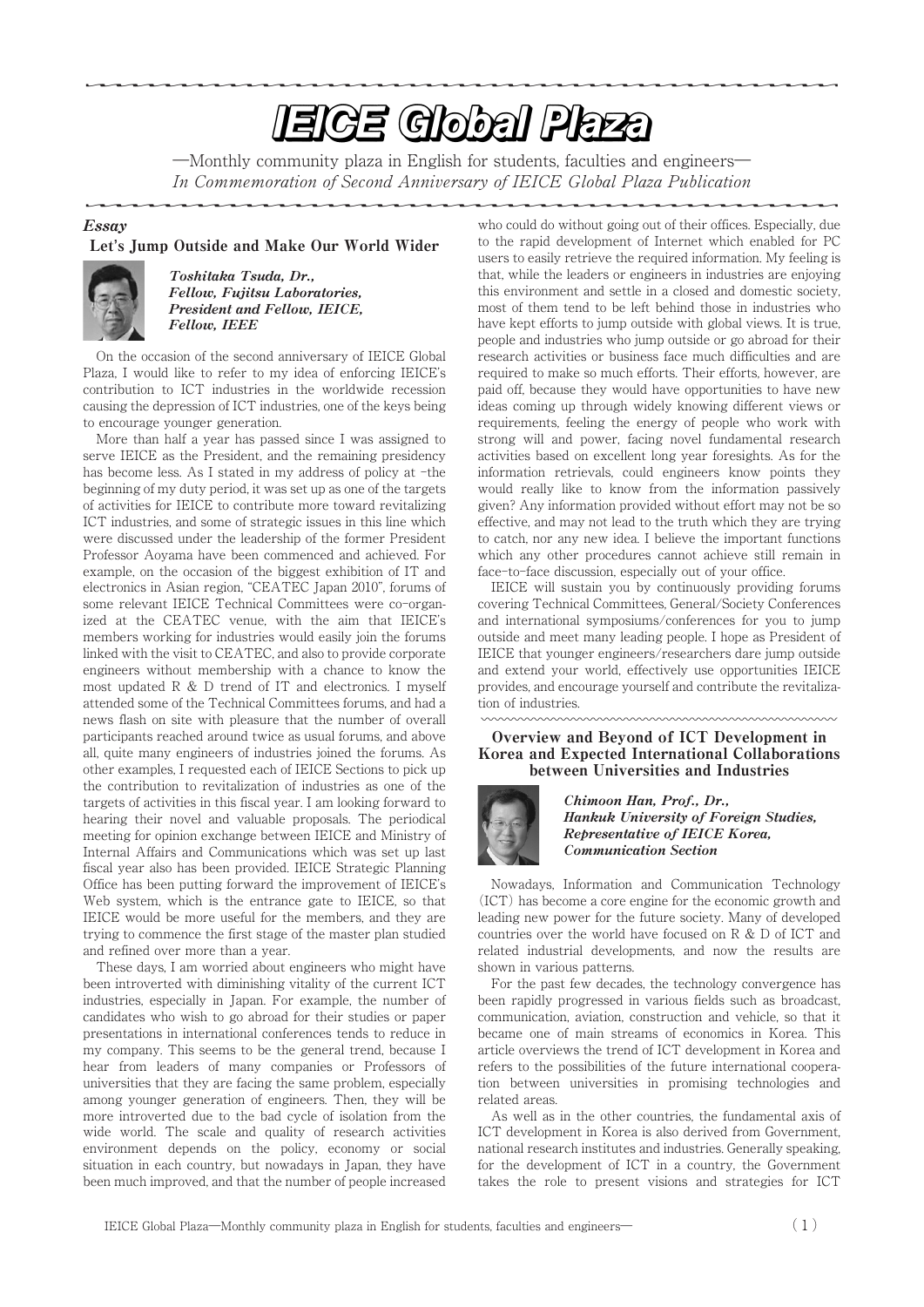# IEICE Global Plaza

—Monthly community plaza in English for students, faculties and engineers—

*In Commemoration of Second Anniversary of IEICE Global Plaza Publication*

***Essay***

## Let's Jump Outside and Make Our World Wider

***Toshitaka Tsuda, Dr., Fellow, Fujitsu Laboratories, President and Fellow, IEICE, Fellow, IEEE***

On the occasion of the second anniversary of IEICE Global Plaza, I would like to refer to my idea of enforcing IEICE's contribution to ICT industries in the worldwide recession causing the depression of ICT industries, one of the keys being to encourage younger generation.

More than half a year has passed since I was assigned to serve IEICE as the President, and the remaining presidency has become less. As I stated in my address of policy at -the beginning of my duty period, it was set up as one of the targets of activities for IEICE to contribute more toward revitalizing ICT industries, and some of strategic issues in this line which were discussed under the leadership of the former President Professor Aoyama have been commenced and achieved. For example, on the occasion of the biggest exhibition of IT and electronics in Asian region, "CEATEC Japan 2010", forums of some relevant IEICE Technical Committees were co-organized at the CEATEC venue, with the aim that IEICE's members working for industries would easily join the forums linked with the visit to CEATEC, and also to provide corporate engineers without membership with a chance to know the most updated R & D trend of IT and electronics. I myself attended some of the Technical Committees forums, and had a news flash on site with pleasure that the number of overall participants reached around twice as usual forums, and above all, quite many engineers of industries joined the forums. As other examples, I requested each of IEICE Sections to pick up the contribution to revitalization of industries as one of the targets of activities in this fiscal year. I am looking forward to hearing their novel and valuable proposals. The periodical meeting for opinion exchange between IEICE and Ministry of Internal Affairs and Communications which was set up last fiscal year also has been provided. IEICE Strategic Planning Office has been putting forward the improvement of IEICE's Web system, which is the entrance gate to IEICE, so that IEICE would be more useful for the members, and they are trying to commence the first stage of the master plan studied and refined over more than a year.

These days, I am worried about engineers who might have been introverted with diminishing vitality of the current ICT industries, especially in Japan. For example, the number of candidates who wish to go abroad for their studies or paper presentations in international conferences tends to reduce in my company. This seems to be the general trend, because I hear from leaders of many companies or Professors of universities that they are facing the same problem, especially among younger generation of engineers. Then, they will be more introverted due to the bad cycle of isolation from the wide world. The scale and quality of research activities environment depends on the policy, economy or social situation in each country, but nowadays in Japan, they have been much improved, and that the number of people increased who could do without going out of their offices. Especially, due to the rapid development of Internet which enabled for PC users to easily retrieve the required information. My feeling is that, while the leaders or engineers in industries are enjoying this environment and settle in a closed and domestic society, most of them tend to be left behind those in industries who have kept efforts to jump outside with global views. It is true, people and industries who jump outside or go abroad for their research activities or business face much difficulties and are required to make so much efforts. Their efforts, however, are paid off, because they would have opportunities to have new ideas coming up through widely knowing different views or requirements, feeling the energy of people who work with strong will and power, facing novel fundamental research activities based on excellent long year foresights. As for the information retrievals, could engineers know points they would really like to know from the information passively given? Any information provided without effort may not be so effective, and may not lead to the truth which they are trying to catch, nor any new idea. I believe the important functions which any other procedures cannot achieve still remain in face-to-face discussion, especially out of your office.

IEICE will sustain you by continuously providing forums covering Technical Committees, General/Society Conferences and international symposiums/conferences for you to jump outside and meet many leading people. I hope as President of IEICE that younger engineers/researchers dare jump outside and extend your world, effectively use opportunities IEICE provides, and encourage yourself and contribute the revitalization of industries.

## Overview and Beyond of ICT Development in Korea and Expected International Collaborations between Universities and Industries

***Chimoon Han, Prof., Dr., Hankuk University of Foreign Studies, Representative of IEICE Korea, Communication Section***

Nowadays, Information and Communication Technology (ICT) has become a core engine for the economic growth and leading new power for the future society. Many of developed countries over the world have focused on R & D of ICT and related industrial developments, and now the results are shown in various patterns.

For the past few decades, the technology convergence has been rapidly progressed in various fields such as broadcast, communication, aviation, construction and vehicle, so that it became one of main streams of economics in Korea. This article overviews the trend of ICT development in Korea and refers to the possibilities of the future international cooperation between universities in promising technologies and related areas.

As well as in the other countries, the fundamental axis of ICT development in Korea is also derived from Government, national research institutes and industries. Generally speaking, for the development of ICT in a country, the Government takes the role to present visions and strategies for ICT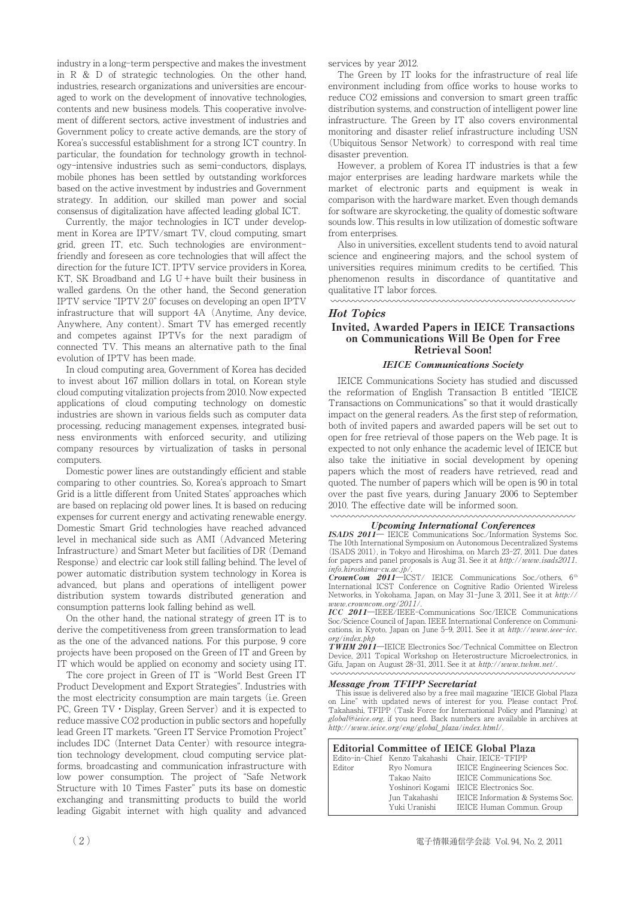industry in a long-term perspective and makes the investment in R & D of strategic technologies. On the other hand, industries, research organizations and universities are encouraged to work on the development of innovative technologies, contents and new business models. This cooperative involvement of different sectors, active investment of industries and Government policy to create active demands, are the story of Korea's successful establishment for a strong ICT country. In particular, the foundation for technology growth in technology-intensive industries such as semi-conductors, displays, mobile phones has been settled by outstanding workforces based on the active investment by industries and Government strategy. In addition, our skilled man power and social consensus of digitalization have affected leading global ICT.

Currently, the major technologies in ICT under development in Korea are IPTV/smart TV, cloud computing, smart grid, green IT, etc. Such technologies are environment-friendly and foreseen as core technologies that will affect the direction for the future ICT. IPTV service providers in Korea, KT, SK Broadband and LG U+have built their business in walled gardens. On the other hand, the Second generation IPTV service "IPTV 2.0" focuses on developing an open IPTV infrastructure that will support 4A (Anytime, Any device, Anywhere, Any content). Smart TV has emerged recently and competes against IPTVs for the next paradigm of connected TV. This means an alternative path to the final evolution of IPTV has been made.

In cloud computing area, Government of Korea has decided to invest about 167 million dollars in total, on Korean style cloud computing vitalization projects from 2010. Now expected applications of cloud computing technology on domestic industries are shown in various fields such as computer data processing, reducing management expenses, integrated business environments with enforced security, and utilizing company resources by virtualization of tasks in personal computers.

Domestic power lines are outstandingly efficient and stable comparing to other countries. So, Korea's approach to Smart Grid is a little different from United States' approaches which are based on replacing old power lines. It is based on reducing expenses for current energy and activating renewable energy. Domestic Smart Grid technologies have reached advanced level in mechanical side such as AMI (Advanced Metering Infrastructure) and Smart Meter but facilities of DR (Demand Response) and electric car look still falling behind. The level of power automatic distribution system technology in Korea is advanced, but plans and operations of intelligent power distribution system towards distributed generation and consumption patterns look falling behind as well.

On the other hand, the national strategy of green IT is to derive the competitiveness from green transformation to lead as the one of the advanced nations. For this purpose, 9 core projects have been proposed on the Green of IT and Green by IT which would be applied on economy and society using IT.

The core project in Green of IT is "World Best Green IT Product Development and Export Strategies". Industries with the most electricity consumption are main targets (i.e. Green PC, Green TV・Display, Green Server) and it is expected to reduce massive $CO_2$ production in public sectors and hopefully lead Green IT markets. "Green IT Service Promotion Project" includes IDC (Internet Data Center) with resource integration technology development, cloud computing service platforms, broadcasting and communication infrastructure with low power consumption. The project of "Safe Network Structure with 10 Times Faster" puts its base on domestic exchanging and transmitting products to build the world leading Gigabit internet with high quality and advanced services by year 2012.

The Green by IT looks for the infrastructure of real life environment including from office works to house works to reduce $CO_2$ emissions and conversion to smart green traffic distribution systems, and construction of intelligent power line infrastructure. The Green by IT also covers environmental monitoring and disaster relief infrastructure including USN (Ubiquitous Sensor Network) to correspond with real time disaster prevention.

However, a problem of Korea IT industries is that a few major enterprises are leading hardware markets while the market of electronic parts and equipment is weak in comparison with the hardware market. Even though demands for software are skyrocketing, the quality of domestic software sounds low. This results in low utilization of domestic software from enterprises.

Also in universities, excellent students tend to avoid natural science and engineering majors, and the school system of universities requires minimum credits to be certified. This phenomenon results in discordance of quantitative and qualitative IT labor forces.

## *Hot Topics*

### Invited, Awarded Papers in IEICE Transactions on Communications Will Be Open for Free Retrieval Soon!

***IEICE Communications Society***

IEICE Communications Society has studied and discussed the reformation of English Transaction B entitled "IEICE Transactions on Communications" so that it would drastically impact on the general readers. As the first step of reformation, both of invited papers and awarded papers will be set out to open for free retrieval of those papers on the Web page. It is expected to not only enhance the academic level of IEICE but also take the initiative in social development by opening papers which the most of readers have retrieved, read and quoted. The number of papers which will be open is 90 in total over the past five years, during January 2006 to September 2010. The effective date will be informed soon.

### *Upcoming International Conferences*

***ISADS 2011***— IEICE Communications Soc./Information Systems Soc. The 10th International Symposium on Autonomous Decentralized Systems (ISADS 2011), in Tokyo and Hiroshima, on March 23-27, 2011. Due dates for papers and panel proposals is Aug 31. See it at *http://www.isads2011.info.hiroshima-cu.ac.jp/*.

***CrownCom 2011***—ICST/ IEICE Communications Soc./others, 6th International ICST Conference on Cognitive Radio Oriented Wireless Networks, in Yokohama, Japan, on May 31-June 3, 2011, See it at *http://www.crowncom.org/2011/*.

***ICC 2011***—IEEE/IEEE-Communications Soc/IEICE Communications Soc/Science Council of Japan. IEEE International Conference on Communications, in Kyoto, Japan on June 5-9, 2011. See it at *http://www.ieee-icc.org/index.php*

***TWHM 2011***—IEICE Electronics Soc/Technical Committee on Electron Device, 2011 Topical Workshop on Heterostructure Microelectronics, in Gifu, Japan on August 28-31, 2011. See it at *http://www.twhm.net/*.

### *Message from TFIPP Secretariat*

This issue is delivered also by a free mail magazine "IEICE Global Plaza on Line" with updated news of interest for you. Please contact Prof. Takahashi, TFIPP (Task Force for International Policy and Planning) at *global@ieice.org*, if you need. Back numbers are available in archives at *http://www.ieice.org/eng/global_plaza/index.html/*.

**Editorial Committee of IEICE Global Plaza**

| | | |
|---|---|---|
| Edito-in-Chief | Kenzo Takahashi | Chair, IEICE-TFIPP |
| Editor | Ryo Nomura | IEICE Engineering Sciences Soc. |
| | Takao Naito | IEICE Communications Soc. |
| | Yoshinori Kogami | IEICE Electronics Soc. |
| | Jun Takahashi | IEICE Information & Systems Soc. |
| | Yuki Uranishi | IEICE Human Commun. Group |